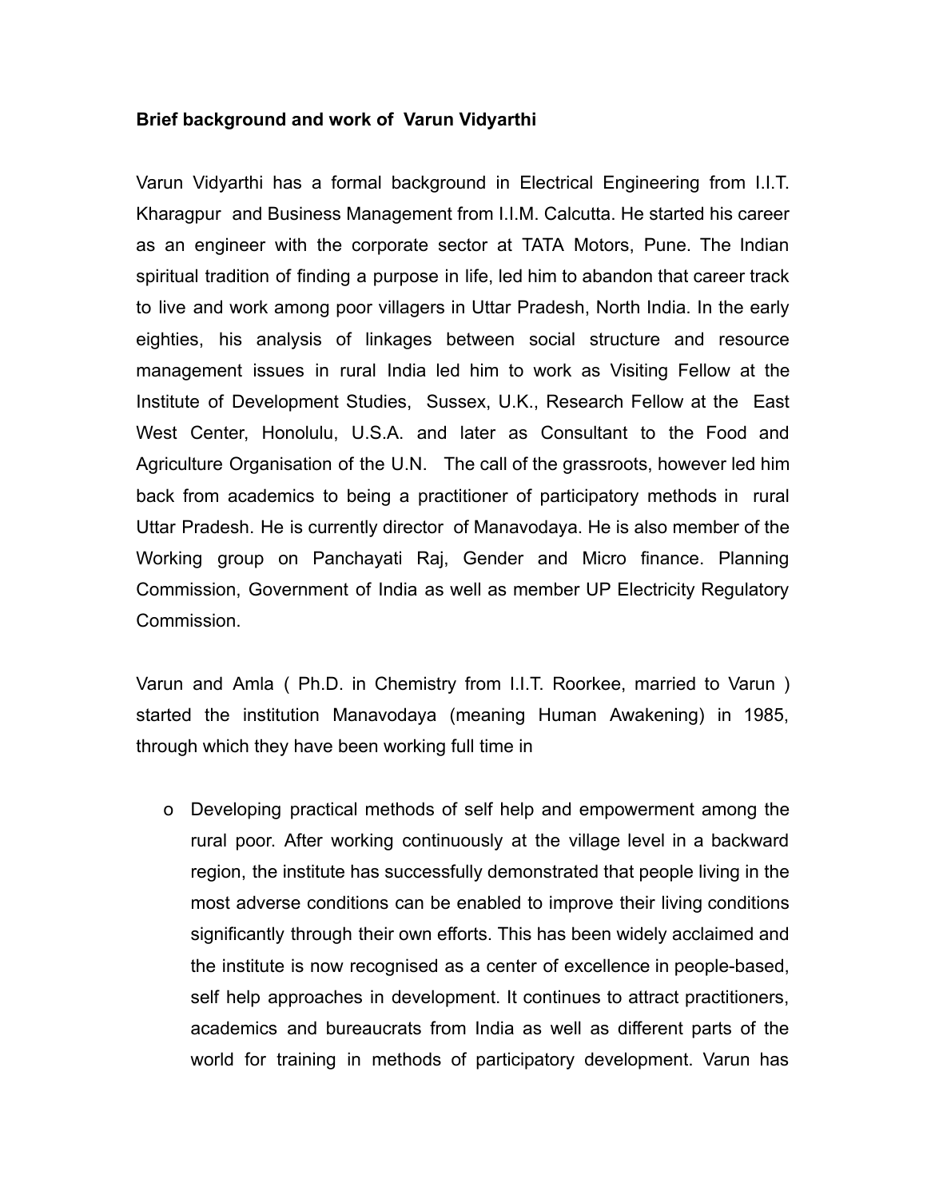**Brief background and work of Varun Vidyarthi**

Varun Vidyarthi has a formal background in Electrical Engineering from I.I.T. Kharagpur and Business Management from I.I.M. Calcutta. He started his career as an engineer with the corporate sector at TATA Motors, Pune. The Indian spiritual tradition of finding a purpose in life, led him to abandon that career track to live and work among poor villagers in Uttar Pradesh, North India. In the early eighties, his analysis of linkages between social structure and resource management issues in rural India led him to work as Visiting Fellow at the Institute of Development Studies, Sussex, U.K., Research Fellow at the East West Center, Honolulu, U.S.A. and later as Consultant to the Food and Agriculture Organisation of the U.N. The call of the grassroots, however led him back from academics to being a practitioner of participatory methods in rural Uttar Pradesh. He is currently director of Manavodaya. He is also member of the Working group on Panchayati Raj, Gender and Micro finance. Planning Commission, Government of India as well as member UP Electricity Regulatory Commission.

Varun and Amla ( Ph.D. in Chemistry from I.I.T. Roorkee, married to Varun ) started the institution Manavodaya (meaning Human Awakening) in 1985, through which they have been working full time in

- Developing practical methods of self help and empowerment among the rural poor. After working continuously at the village level in a backward region, the institute has successfully demonstrated that people living in the most adverse conditions can be enabled to improve their living conditions significantly through their own efforts. This has been widely acclaimed and the institute is now recognised as a center of excellence in people-based, self help approaches in development. It continues to attract practitioners, academics and bureaucrats from India as well as different parts of the world for training in methods of participatory development. Varun has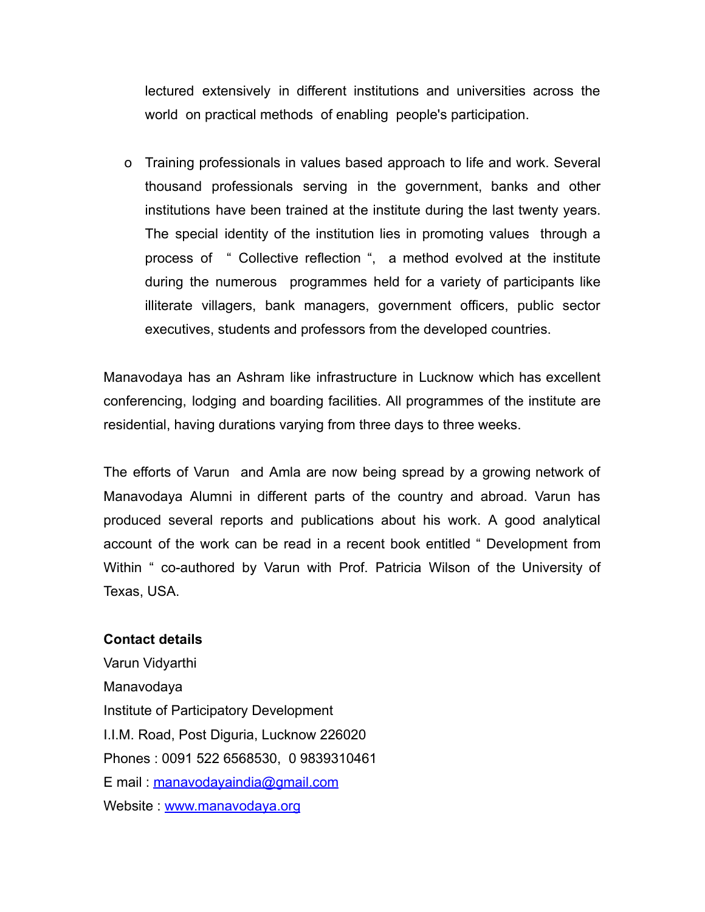lectured extensively in different institutions and universities across the world on practical methods of enabling people's participation.

- Training professionals in values based approach to life and work. Several thousand professionals serving in the government, banks and other institutions have been trained at the institute during the last twenty years. The special identity of the institution lies in promoting values through a process of " Collective reflection ", a method evolved at the institute during the numerous programmes held for a variety of participants like illiterate villagers, bank managers, government officers, public sector executives, students and professors from the developed countries.

Manavodaya has an Ashram like infrastructure in Lucknow which has excellent conferencing, lodging and boarding facilities. All programmes of the institute are residential, having durations varying from three days to three weeks.

The efforts of Varun and Amla are now being spread by a growing network of Manavodaya Alumni in different parts of the country and abroad. Varun has produced several reports and publications about his work. A good analytical account of the work can be read in a recent book entitled " Development from Within " co-authored by Varun with Prof. Patricia Wilson of the University of Texas, USA.

**Contact details**

Varun Vidyarthi  
Manavodaya  
Institute of Participatory Development  
I.I.M. Road, Post Diguria, Lucknow 226020  
Phones : 0091 522 6568530, 0 9839310461  
E mail : manavodayaindia@gmail.com  
Website : www.manavodaya.org